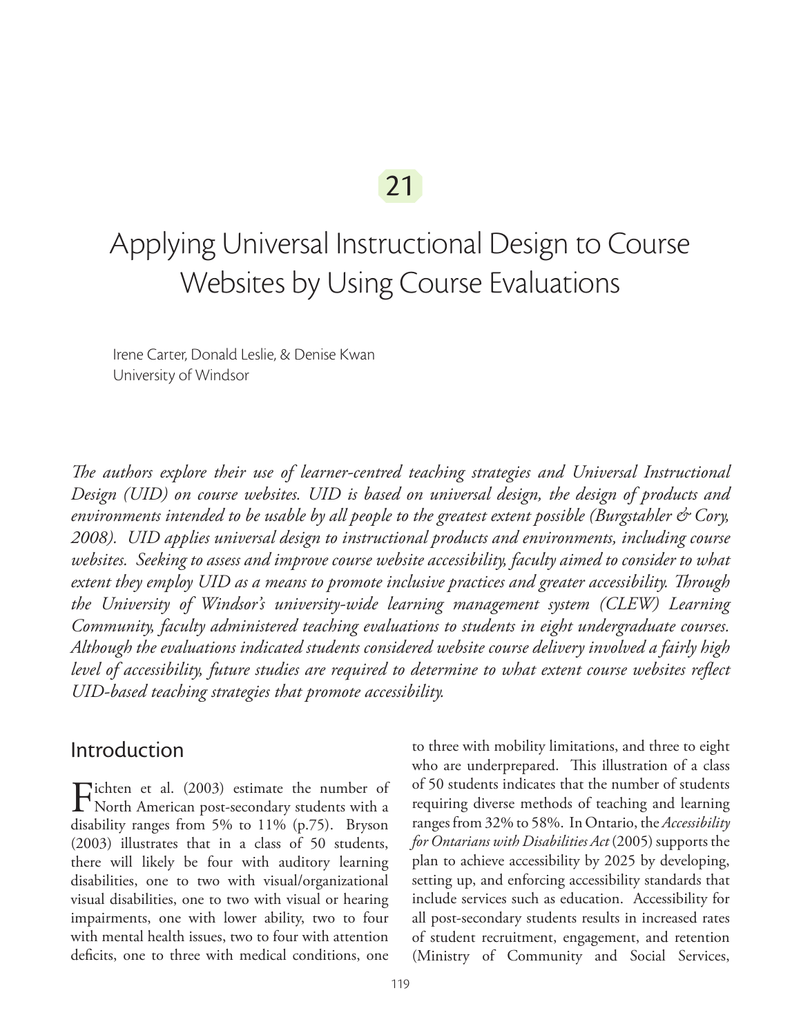21

# Applying Universal Instructional Design to Course Websites by Using Course Evaluations

Irene Carter, Donald Leslie, & Denise Kwan
University of Windsor

*The authors explore their use of learner-centred teaching strategies and Universal Instructional Design (UID) on course websites. UID is based on universal design, the design of products and environments intended to be usable by all people to the greatest extent possible (Burgstahler & Cory, 2008). UID applies universal design to instructional products and environments, including course websites. Seeking to assess and improve course website accessibility, faculty aimed to consider to what extent they employ UID as a means to promote inclusive practices and greater accessibility. Through the University of Windsor's university-wide learning management system (CLEW) Learning Community, faculty administered teaching evaluations to students in eight undergraduate courses. Although the evaluations indicated students considered website course delivery involved a fairly high level of accessibility, future studies are required to determine to what extent course websites reflect UID-based teaching strategies that promote accessibility.*

## Introduction

Fichten et al. (2003) estimate the number of North American post-secondary students with a disability ranges from 5% to 11% (p.75). Bryson (2003) illustrates that in a class of 50 students, there will likely be four with auditory learning disabilities, one to two with visual/organizational visual disabilities, one to two with visual or hearing impairments, one with lower ability, two to four with mental health issues, two to four with attention deficits, one to three with medical conditions, one to three with mobility limitations, and three to eight who are underprepared. This illustration of a class of 50 students indicates that the number of students requiring diverse methods of teaching and learning ranges from 32% to 58%. In Ontario, the *Accessibility for Ontarians with Disabilities Act* (2005) supports the plan to achieve accessibility by 2025 by developing, setting up, and enforcing accessibility standards that include services such as education. Accessibility for all post-secondary students results in increased rates of student recruitment, engagement, and retention (Ministry of Community and Social Services,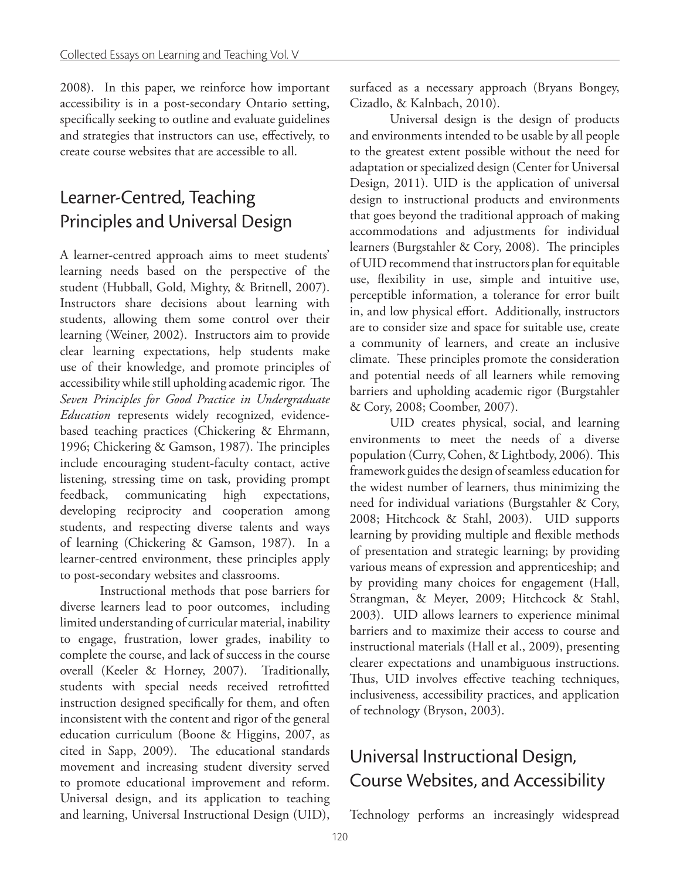2008). In this paper, we reinforce how important accessibility is in a post-secondary Ontario setting, specifically seeking to outline and evaluate guidelines and strategies that instructors can use, effectively, to create course websites that are accessible to all.

## Learner-Centred, Teaching Principles and Universal Design

A learner-centred approach aims to meet students' learning needs based on the perspective of the student (Hubball, Gold, Mighty, & Britnell, 2007). Instructors share decisions about learning with students, allowing them some control over their learning (Weiner, 2002). Instructors aim to provide clear learning expectations, help students make use of their knowledge, and promote principles of accessibility while still upholding academic rigor. The *Seven Principles for Good Practice in Undergraduate Education* represents widely recognized, evidence-based teaching practices (Chickering & Ehrmann, 1996; Chickering & Gamson, 1987). The principles include encouraging student-faculty contact, active listening, stressing time on task, providing prompt feedback, communicating high expectations, developing reciprocity and cooperation among students, and respecting diverse talents and ways of learning (Chickering & Gamson, 1987). In a learner-centred environment, these principles apply to post-secondary websites and classrooms.

Instructional methods that pose barriers for diverse learners lead to poor outcomes, including limited understanding of curricular material, inability to engage, frustration, lower grades, inability to complete the course, and lack of success in the course overall (Keeler & Horney, 2007). Traditionally, students with special needs received retrofitted instruction designed specifically for them, and often inconsistent with the content and rigor of the general education curriculum (Boone & Higgins, 2007, as cited in Sapp, 2009). The educational standards movement and increasing student diversity served to promote educational improvement and reform. Universal design, and its application to teaching and learning, Universal Instructional Design (UID), surfaced as a necessary approach (Bryans Bongey, Cizadlo, & Kalnbach, 2010).

Universal design is the design of products and environments intended to be usable by all people to the greatest extent possible without the need for adaptation or specialized design (Center for Universal Design, 2011). UID is the application of universal design to instructional products and environments that goes beyond the traditional approach of making accommodations and adjustments for individual learners (Burgstahler & Cory, 2008). The principles of UID recommend that instructors plan for equitable use, flexibility in use, simple and intuitive use, perceptible information, a tolerance for error built in, and low physical effort. Additionally, instructors are to consider size and space for suitable use, create a community of learners, and create an inclusive climate. These principles promote the consideration and potential needs of all learners while removing barriers and upholding academic rigor (Burgstahler & Cory, 2008; Coomber, 2007).

UID creates physical, social, and learning environments to meet the needs of a diverse population (Curry, Cohen, & Lightbody, 2006). This framework guides the design of seamless education for the widest number of learners, thus minimizing the need for individual variations (Burgstahler & Cory, 2008; Hitchcock & Stahl, 2003). UID supports learning by providing multiple and flexible methods of presentation and strategic learning; by providing various means of expression and apprenticeship; and by providing many choices for engagement (Hall, Strangman, & Meyer, 2009; Hitchcock & Stahl, 2003). UID allows learners to experience minimal barriers and to maximize their access to course and instructional materials (Hall et al., 2009), presenting clearer expectations and unambiguous instructions. Thus, UID involves effective teaching techniques, inclusiveness, accessibility practices, and application of technology (Bryson, 2003).

## Universal Instructional Design, Course Websites, and Accessibility

Technology performs an increasingly widespread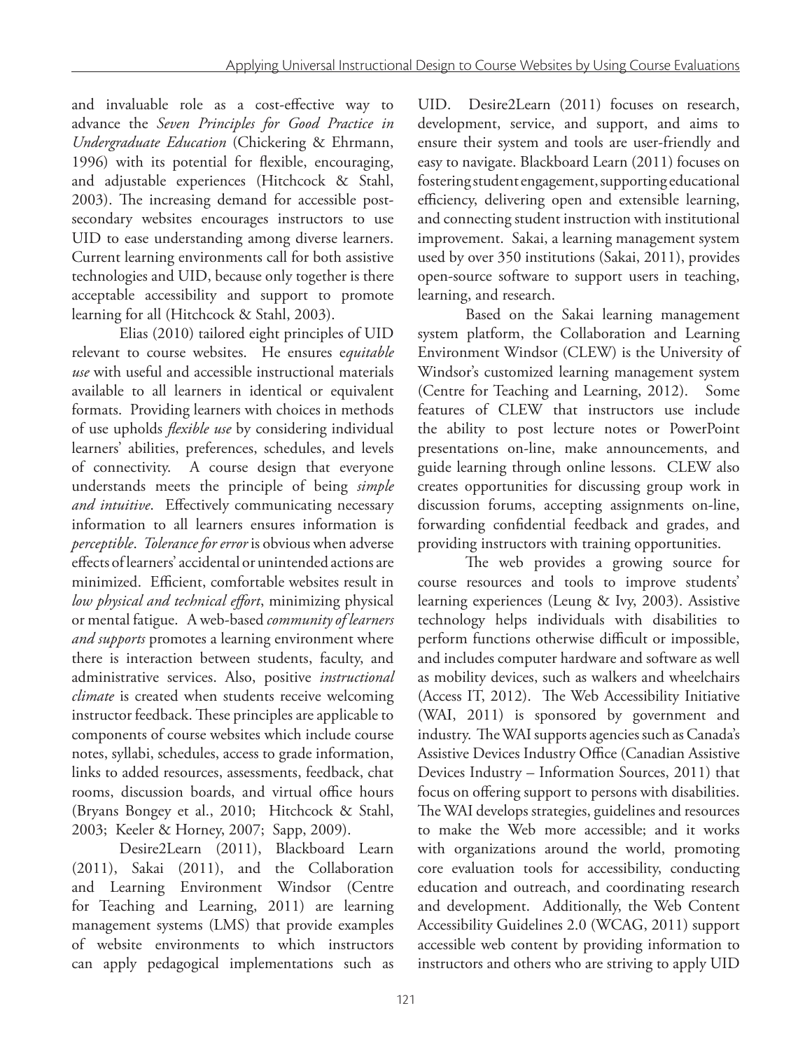and invaluable role as a cost-effective way to advance the *Seven Principles for Good Practice in Undergraduate Education* (Chickering & Ehrmann, 1996) with its potential for flexible, encouraging, and adjustable experiences (Hitchcock & Stahl, 2003). The increasing demand for accessible post-secondary websites encourages instructors to use UID to ease understanding among diverse learners. Current learning environments call for both assistive technologies and UID, because only together is there acceptable accessibility and support to promote learning for all (Hitchcock & Stahl, 2003).

Elias (2010) tailored eight principles of UID relevant to course websites. He ensures e*quitable use* with useful and accessible instructional materials available to all learners in identical or equivalent formats. Providing learners with choices in methods of use upholds *flexible use* by considering individual learners' abilities, preferences, schedules, and levels of connectivity. A course design that everyone understands meets the principle of being *simple and intuitive*. Effectively communicating necessary information to all learners ensures information is *perceptible*. *Tolerance for error* is obvious when adverse effects of learners' accidental or unintended actions are minimized. Efficient, comfortable websites result in *low physical and technical effort*, minimizing physical or mental fatigue. A web-based *community of learners and supports* promotes a learning environment where there is interaction between students, faculty, and administrative services. Also, positive *instructional climate* is created when students receive welcoming instructor feedback. These principles are applicable to components of course websites which include course notes, syllabi, schedules, access to grade information, links to added resources, assessments, feedback, chat rooms, discussion boards, and virtual office hours (Bryans Bongey et al., 2010; Hitchcock & Stahl, 2003; Keeler & Horney, 2007; Sapp, 2009).

Desire2Learn (2011), Blackboard Learn (2011), Sakai (2011), and the Collaboration and Learning Environment Windsor (Centre for Teaching and Learning, 2011) are learning management systems (LMS) that provide examples of website environments to which instructors can apply pedagogical implementations such as UID. Desire2Learn (2011) focuses on research, development, service, and support, and aims to ensure their system and tools are user-friendly and easy to navigate. Blackboard Learn (2011) focuses on fostering student engagement, supporting educational efficiency, delivering open and extensible learning, and connecting student instruction with institutional improvement. Sakai, a learning management system used by over 350 institutions (Sakai, 2011), provides open-source software to support users in teaching, learning, and research.

Based on the Sakai learning management system platform, the Collaboration and Learning Environment Windsor (CLEW) is the University of Windsor's customized learning management system (Centre for Teaching and Learning, 2012). Some features of CLEW that instructors use include the ability to post lecture notes or PowerPoint presentations on-line, make announcements, and guide learning through online lessons. CLEW also creates opportunities for discussing group work in discussion forums, accepting assignments on-line, forwarding confidential feedback and grades, and providing instructors with training opportunities.

The web provides a growing source for course resources and tools to improve students' learning experiences (Leung & Ivy, 2003). Assistive technology helps individuals with disabilities to perform functions otherwise difficult or impossible, and includes computer hardware and software as well as mobility devices, such as walkers and wheelchairs (Access IT, 2012). The Web Accessibility Initiative (WAI, 2011) is sponsored by government and industry. The WAI supports agencies such as Canada's Assistive Devices Industry Office (Canadian Assistive Devices Industry – Information Sources, 2011) that focus on offering support to persons with disabilities. The WAI develops strategies, guidelines and resources to make the Web more accessible; and it works with organizations around the world, promoting core evaluation tools for accessibility, conducting education and outreach, and coordinating research and development. Additionally, the Web Content Accessibility Guidelines 2.0 (WCAG, 2011) support accessible web content by providing information to instructors and others who are striving to apply UID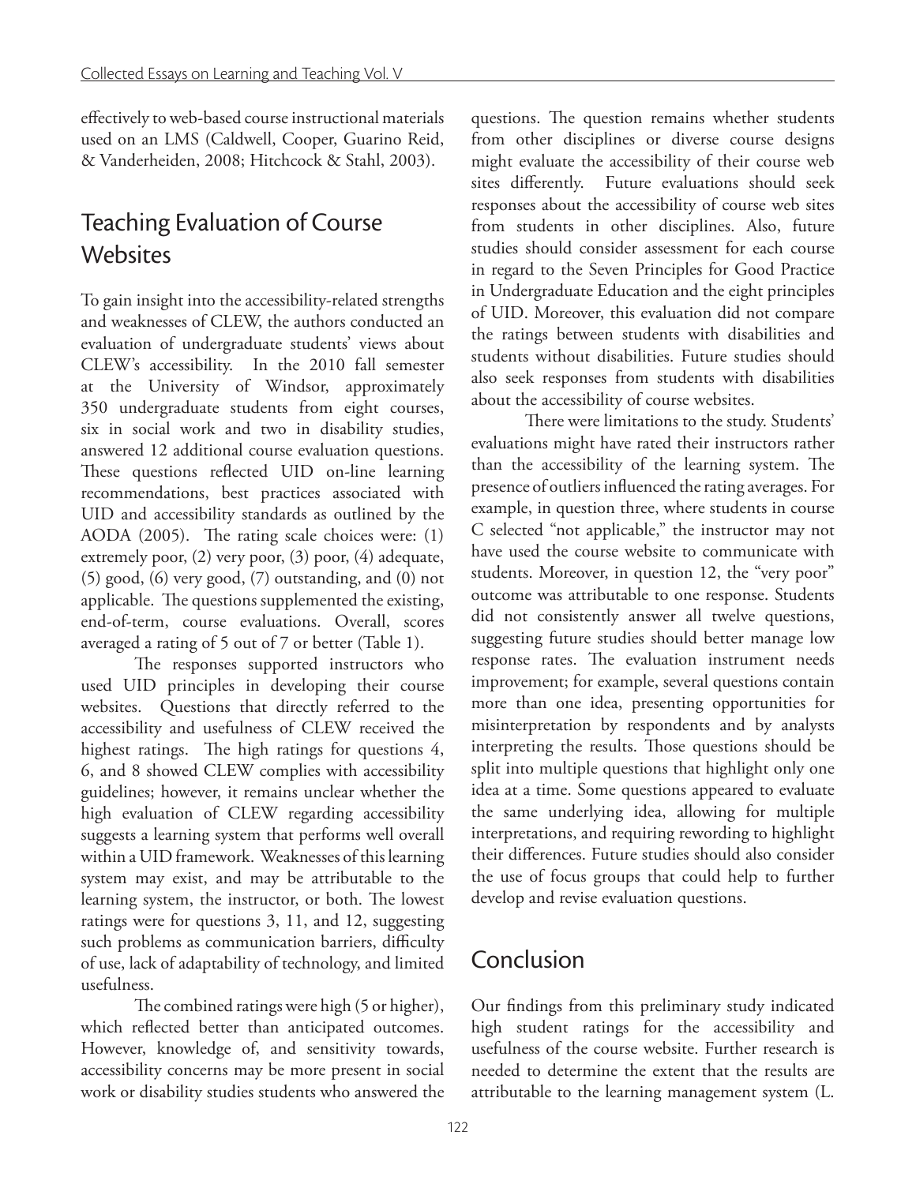effectively to web-based course instructional materials used on an LMS (Caldwell, Cooper, Guarino Reid, & Vanderheiden, 2008; Hitchcock & Stahl, 2003).

## Teaching Evaluation of Course Websites

To gain insight into the accessibility-related strengths and weaknesses of CLEW, the authors conducted an evaluation of undergraduate students' views about CLEW's accessibility. In the 2010 fall semester at the University of Windsor, approximately 350 undergraduate students from eight courses, six in social work and two in disability studies, answered 12 additional course evaluation questions. These questions reflected UID on-line learning recommendations, best practices associated with UID and accessibility standards as outlined by the AODA (2005). The rating scale choices were: (1) extremely poor, (2) very poor, (3) poor, (4) adequate, (5) good, (6) very good, (7) outstanding, and (0) not applicable. The questions supplemented the existing, end-of-term, course evaluations. Overall, scores averaged a rating of 5 out of 7 or better (Table 1).

The responses supported instructors who used UID principles in developing their course websites. Questions that directly referred to the accessibility and usefulness of CLEW received the highest ratings. The high ratings for questions 4, 6, and 8 showed CLEW complies with accessibility guidelines; however, it remains unclear whether the high evaluation of CLEW regarding accessibility suggests a learning system that performs well overall within a UID framework. Weaknesses of this learning system may exist, and may be attributable to the learning system, the instructor, or both. The lowest ratings were for questions 3, 11, and 12, suggesting such problems as communication barriers, difficulty of use, lack of adaptability of technology, and limited usefulness.

The combined ratings were high (5 or higher), which reflected better than anticipated outcomes. However, knowledge of, and sensitivity towards, accessibility concerns may be more present in social work or disability studies students who answered the questions. The question remains whether students from other disciplines or diverse course designs might evaluate the accessibility of their course web sites differently. Future evaluations should seek responses about the accessibility of course web sites from students in other disciplines. Also, future studies should consider assessment for each course in regard to the Seven Principles for Good Practice in Undergraduate Education and the eight principles of UID. Moreover, this evaluation did not compare the ratings between students with disabilities and students without disabilities. Future studies should also seek responses from students with disabilities about the accessibility of course websites.

There were limitations to the study. Students' evaluations might have rated their instructors rather than the accessibility of the learning system. The presence of outliers influenced the rating averages. For example, in question three, where students in course C selected "not applicable," the instructor may not have used the course website to communicate with students. Moreover, in question 12, the "very poor" outcome was attributable to one response. Students did not consistently answer all twelve questions, suggesting future studies should better manage low response rates. The evaluation instrument needs improvement; for example, several questions contain more than one idea, presenting opportunities for misinterpretation by respondents and by analysts interpreting the results. Those questions should be split into multiple questions that highlight only one idea at a time. Some questions appeared to evaluate the same underlying idea, allowing for multiple interpretations, and requiring rewording to highlight their differences. Future studies should also consider the use of focus groups that could help to further develop and revise evaluation questions.

## Conclusion

Our findings from this preliminary study indicated high student ratings for the accessibility and usefulness of the course website. Further research is needed to determine the extent that the results are attributable to the learning management system (L.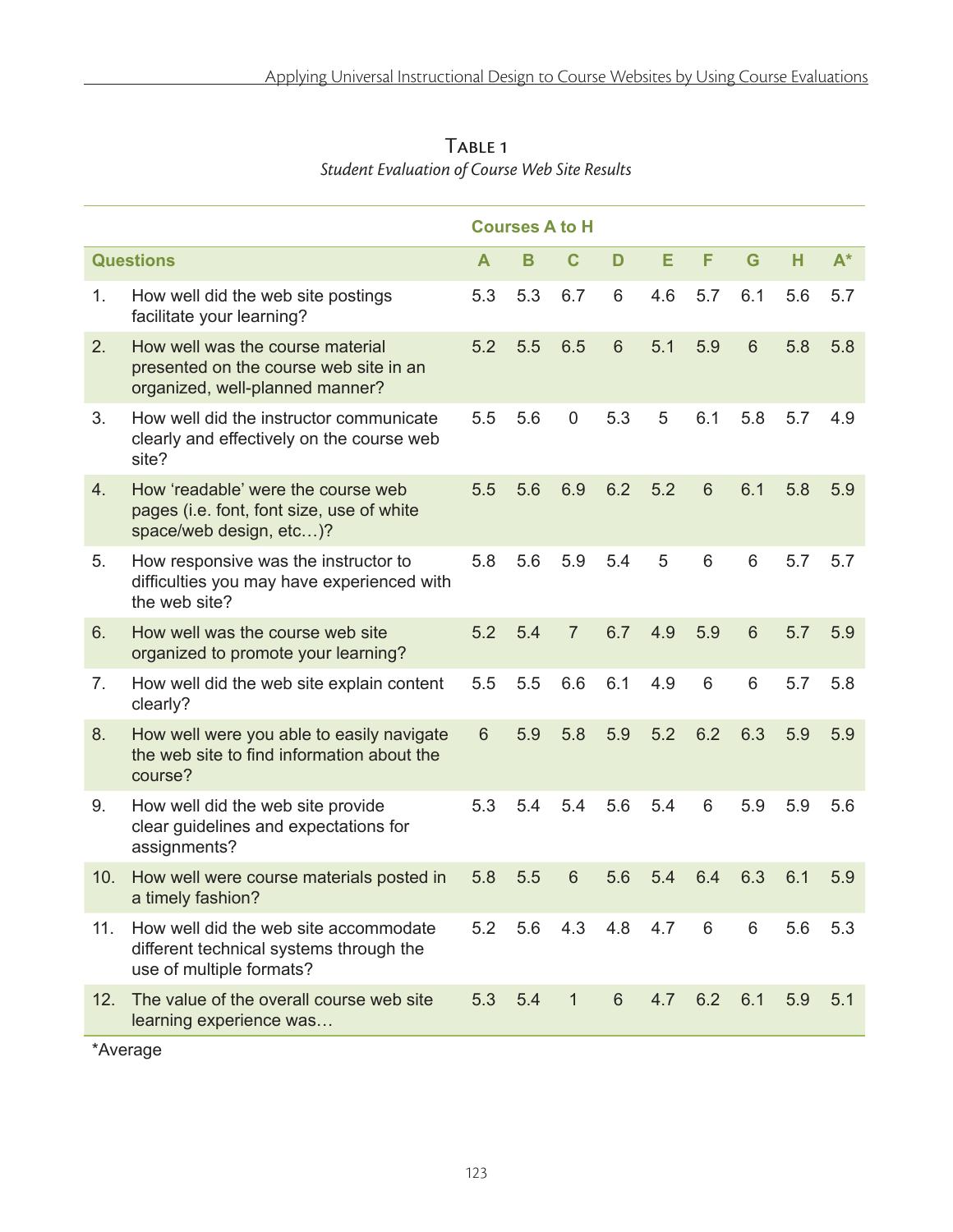Table 1

*Student Evaluation of Course Web Site Results*

| Questions | | Courses A to H | | | | | | | | |
|---|---|---|---|---|---|---|---|---|---|---|
| | | A | B | C | D | E | F | G | H | A* |
| 1. | How well did the web site postings facilitate your learning? | 5.3 | 5.3 | 6.7 | 6 | 4.6 | 5.7 | 6.1 | 5.6 | 5.7 |
| 2. | How well was the course material presented on the course web site in an organized, well-planned manner? | 5.2 | 5.5 | 6.5 | 6 | 5.1 | 5.9 | 6 | 5.8 | 5.8 |
| 3. | How well did the instructor communicate clearly and effectively on the course web site? | 5.5 | 5.6 | 0 | 5.3 | 5 | 6.1 | 5.8 | 5.7 | 4.9 |
| 4. | How 'readable' were the course web pages (i.e. font, font size, use of white space/web design, etc…)? | 5.5 | 5.6 | 6.9 | 6.2 | 5.2 | 6 | 6.1 | 5.8 | 5.9 |
| 5. | How responsive was the instructor to difficulties you may have experienced with the web site? | 5.8 | 5.6 | 5.9 | 5.4 | 5 | 6 | 6 | 5.7 | 5.7 |
| 6. | How well was the course web site organized to promote your learning? | 5.2 | 5.4 | 7 | 6.7 | 4.9 | 5.9 | 6 | 5.7 | 5.9 |
| 7. | How well did the web site explain content clearly? | 5.5 | 5.5 | 6.6 | 6.1 | 4.9 | 6 | 6 | 5.7 | 5.8 |
| 8. | How well were you able to easily navigate the web site to find information about the course? | 6 | 5.9 | 5.8 | 5.9 | 5.2 | 6.2 | 6.3 | 5.9 | 5.9 |
| 9. | How well did the web site provide clear guidelines and expectations for assignments? | 5.3 | 5.4 | 5.4 | 5.6 | 5.4 | 6 | 5.9 | 5.9 | 5.6 |
| 10. | How well were course materials posted in a timely fashion? | 5.8 | 5.5 | 6 | 5.6 | 5.4 | 6.4 | 6.3 | 6.1 | 5.9 |
| 11. | How well did the web site accommodate different technical systems through the use of multiple formats? | 5.2 | 5.6 | 4.3 | 4.8 | 4.7 | 6 | 6 | 5.6 | 5.3 |
| 12. | The value of the overall course web site learning experience was… | 5.3 | 5.4 | 1 | 6 | 4.7 | 6.2 | 6.1 | 5.9 | 5.1 |

*Average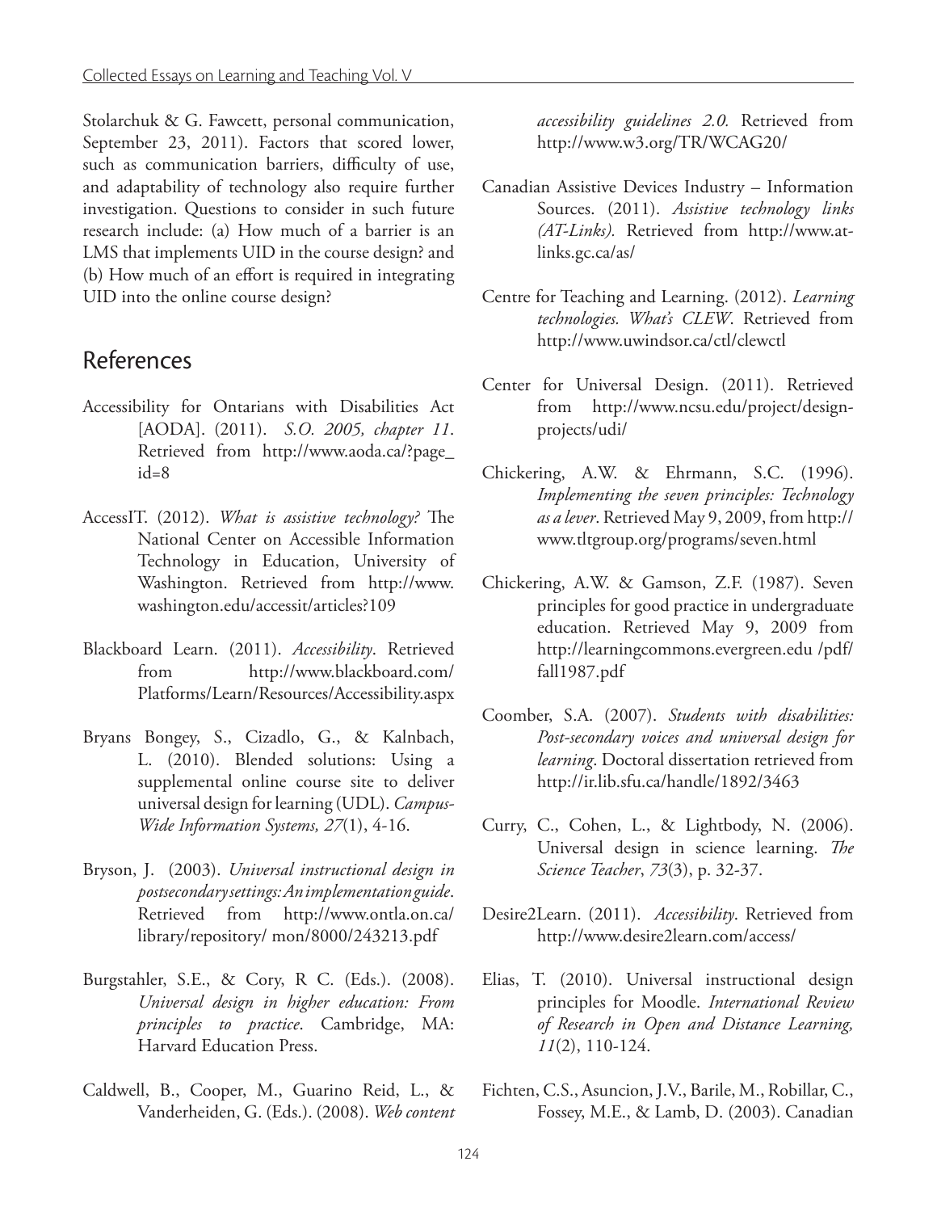Stolarchuk & G. Fawcett, personal communication, September 23, 2011). Factors that scored lower, such as communication barriers, difficulty of use, and adaptability of technology also require further investigation. Questions to consider in such future research include: (a) How much of a barrier is an LMS that implements UID in the course design? and (b) How much of an effort is required in integrating UID into the online course design?

## References

Accessibility for Ontarians with Disabilities Act [AODA]. (2011). *S.O. 2005, chapter 11*. Retrieved from http://www.aoda.ca/?page_id=8

AccessIT. (2012). *What is assistive technology?* The National Center on Accessible Information Technology in Education, University of Washington. Retrieved from http://www.washington.edu/accessit/articles?109

Blackboard Learn. (2011). *Accessibility*. Retrieved from http://www.blackboard.com/Platforms/Learn/Resources/Accessibility.aspx

Bryans Bongey, S., Cizadlo, G., & Kalnbach, L. (2010). Blended solutions: Using a supplemental online course site to deliver universal design for learning (UDL). *Campus-Wide Information Systems, 27*(1), 4-16.

Bryson, J. (2003). *Universal instructional design in postsecondary settings: An implementation guide*. Retrieved from http://www.ontla.on.ca/library/repository/ mon/8000/243213.pdf

Burgstahler, S.E., & Cory, R C. (Eds.). (2008). *Universal design in higher education: From principles to practice*. Cambridge, MA: Harvard Education Press.

Caldwell, B., Cooper, M., Guarino Reid, L., & Vanderheiden, G. (Eds.). (2008). *Web content accessibility guidelines 2.0.* Retrieved from http://www.w3.org/TR/WCAG20/

Canadian Assistive Devices Industry – Information Sources. (2011). *Assistive technology links (AT-Links).* Retrieved from http://www.at-links.gc.ca/as/

Centre for Teaching and Learning. (2012). *Learning technologies. What's CLEW*. Retrieved from http://www.uwindsor.ca/ctl/clewctl

Center for Universal Design. (2011). Retrieved from http://www.ncsu.edu/project/design-projects/udi/

Chickering, A.W. & Ehrmann, S.C. (1996). *Implementing the seven principles: Technology as a lever*. Retrieved May 9, 2009, from http://www.tltgroup.org/programs/seven.html

Chickering, A.W. & Gamson, Z.F. (1987). Seven principles for good practice in undergraduate education. Retrieved May 9, 2009 from http://learningcommons.evergreen.edu /pdf/fall1987.pdf

Coomber, S.A. (2007). *Students with disabilities: Post-secondary voices and universal design for learning*. Doctoral dissertation retrieved from http://ir.lib.sfu.ca/handle/1892/3463

Curry, C., Cohen, L., & Lightbody, N. (2006). Universal design in science learning. *The Science Teacher*, *73*(3), p. 32-37.

Desire2Learn. (2011). *Accessibility*. Retrieved from http://www.desire2learn.com/access/

Elias, T. (2010). Universal instructional design principles for Moodle. *International Review of Research in Open and Distance Learning, 11*(2), 110-124.

Fichten, C.S., Asuncion, J.V., Barile, M., Robillar, C., Fossey, M.E., & Lamb, D. (2003). Canadian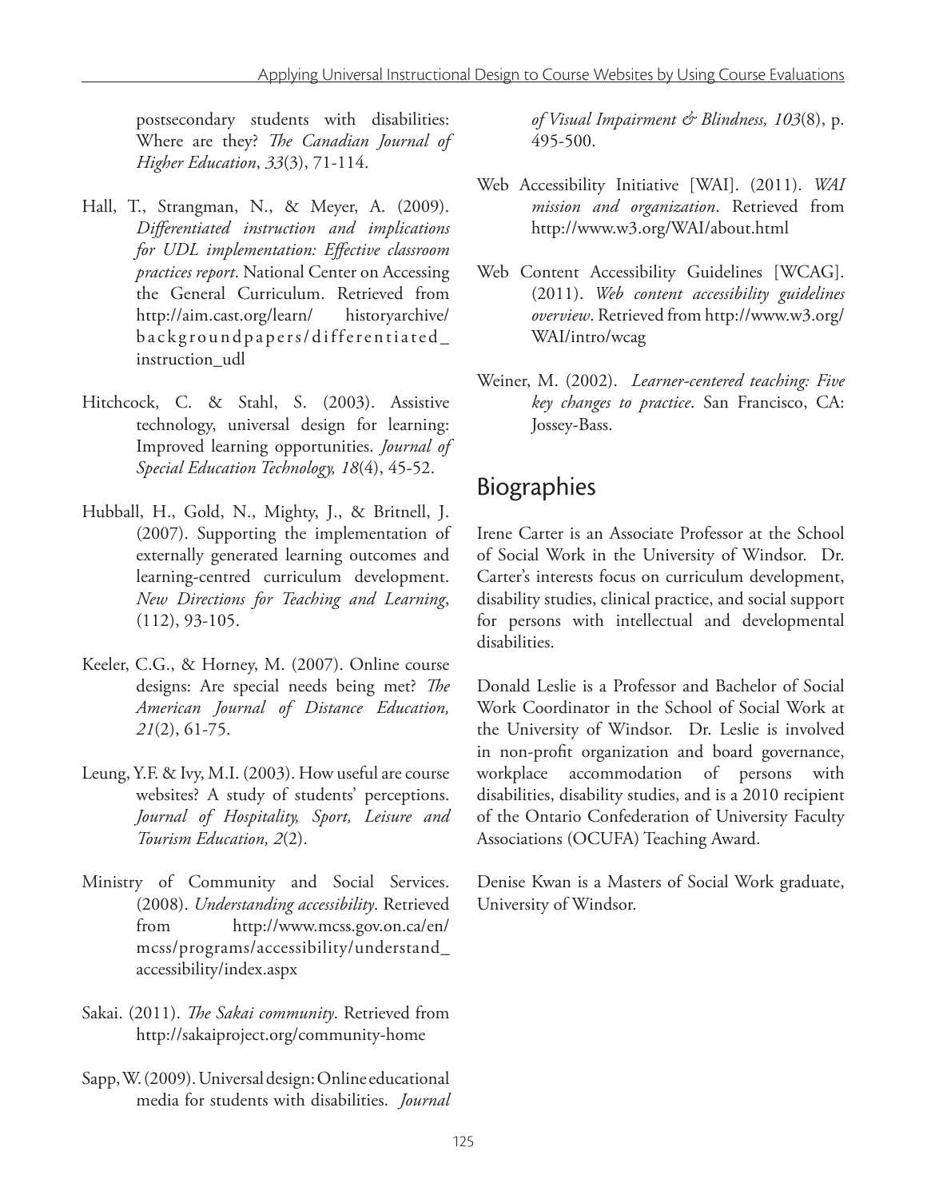postsecondary students with disabilities: Where are they? *The Canadian Journal of Higher Education*, *33*(3), 71-114.

Hall, T., Strangman, N., & Meyer, A. (2009). *Differentiated instruction and implications for UDL implementation: Effective classroom practices report*. National Center on Accessing the General Curriculum. Retrieved from http://aim.cast.org/learn/ historyarchive/ backgroundpapers/differentiated_ instruction_udl

Hitchcock, C. & Stahl, S. (2003). Assistive technology, universal design for learning: Improved learning opportunities. *Journal of Special Education Technology, 18*(4), 45-52.

Hubball, H., Gold, N., Mighty, J., & Britnell, J. (2007). Supporting the implementation of externally generated learning outcomes and learning-centred curriculum development. *New Directions for Teaching and Learning*, (112), 93-105.

Keeler, C.G., & Horney, M. (2007). Online course designs: Are special needs being met? *The American Journal of Distance Education, 21*(2), 61-75.

Leung, Y.F. & Ivy, M.I. (2003). How useful are course websites? A study of students' perceptions. *Journal of Hospitality, Sport, Leisure and Tourism Education, 2*(2).

Ministry of Community and Social Services. (2008). *Understanding accessibility*. Retrieved from http://www.mcss.gov.on.ca/en/ mcss/programs/accessibility/understand_ accessibility/index.aspx

Sakai. (2011). *The Sakai community*. Retrieved from http://sakaiproject.org/community-home

Sapp, W. (2009). Universal design: Online educational media for students with disabilities. *Journal of Visual Impairment & Blindness, 103*(8), p. 495-500.

Web Accessibility Initiative [WAI]. (2011). *WAI mission and organization*. Retrieved from http://www.w3.org/WAI/about.html

Web Content Accessibility Guidelines [WCAG]. (2011). *Web content accessibility guidelines overview*. Retrieved from http://www.w3.org/ WAI/intro/wcag

Weiner, M. (2002). *Learner-centered teaching: Five key changes to practice*. San Francisco, CA: Jossey-Bass.

## Biographies

Irene Carter is an Associate Professor at the School of Social Work in the University of Windsor. Dr. Carter's interests focus on curriculum development, disability studies, clinical practice, and social support for persons with intellectual and developmental disabilities.

Donald Leslie is a Professor and Bachelor of Social Work Coordinator in the School of Social Work at the University of Windsor. Dr. Leslie is involved in non-profit organization and board governance, workplace accommodation of persons with disabilities, disability studies, and is a 2010 recipient of the Ontario Confederation of University Faculty Associations (OCUFA) Teaching Award.

Denise Kwan is a Masters of Social Work graduate, University of Windsor.